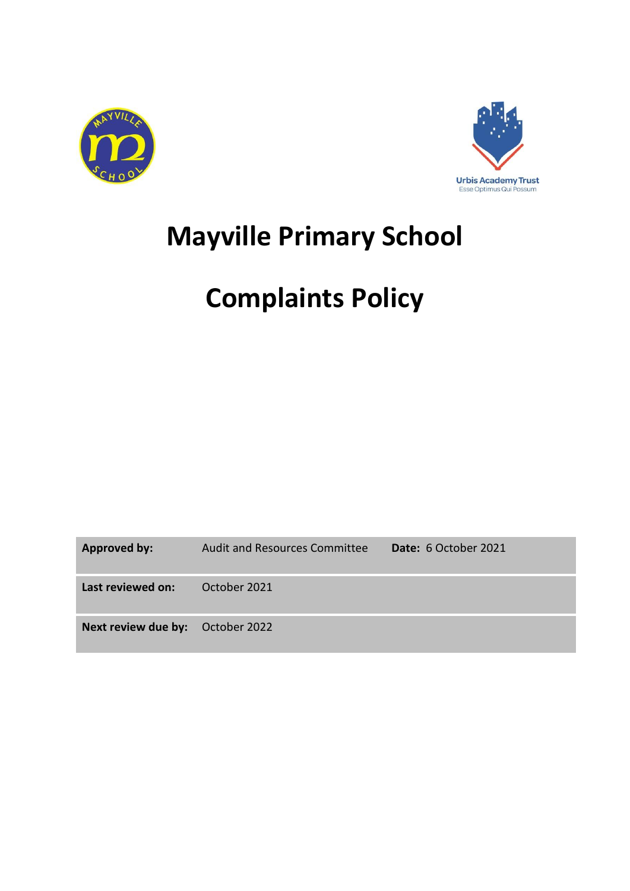Urbis Academy Trust
Esse Optimus Qui Possum

# Mayville Primary School

# Complaints Policy

| | | |
|---|---|---|
| **Approved by:** | Audit and Resources Committee | **Date:** 6 October 2021 |
| **Last reviewed on:** | October 2021 | |
| **Next review due by:** | October 2022 | |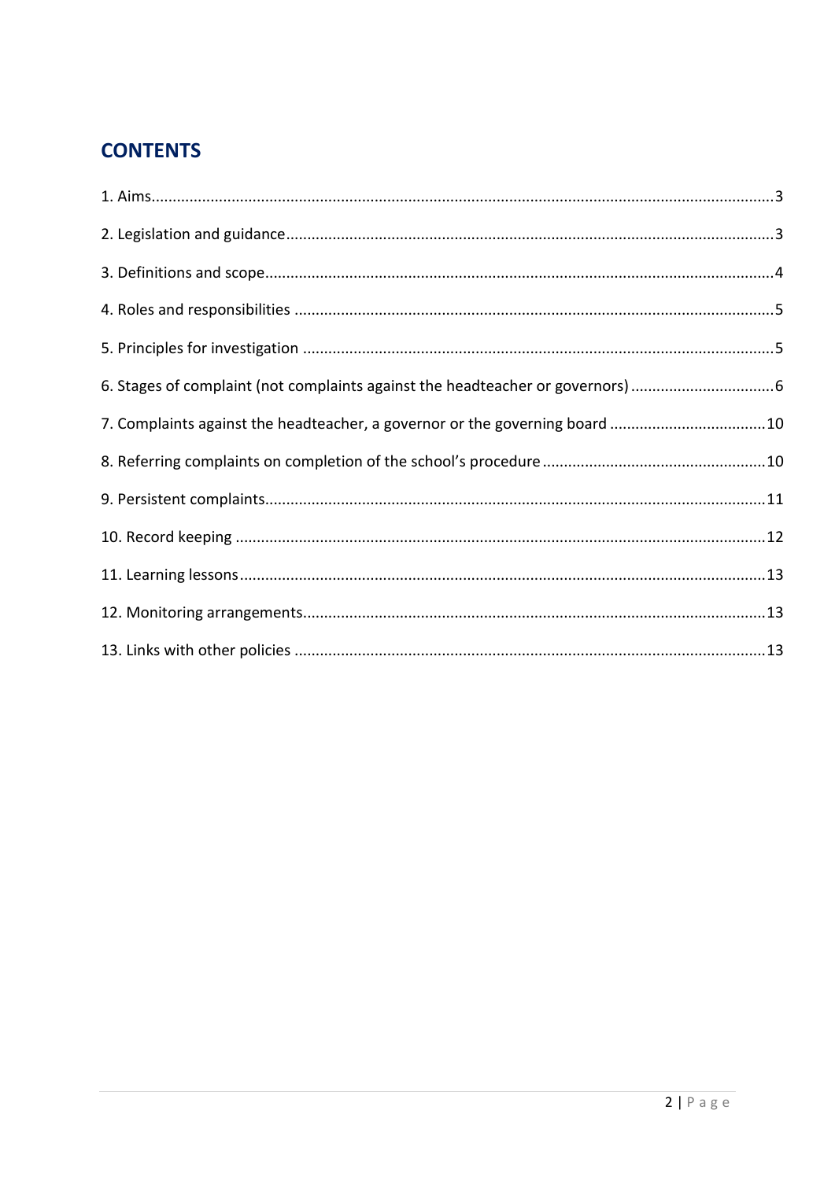## CONTENTS

1. Aims....................................................................................................................................3

2. Legislation and guidance....................................................................................................3

3. Definitions and scope..........................................................................................................4

4. Roles and responsibilities ...................................................................................................5

5. Principles for investigation .................................................................................................5

6. Stages of complaint (not complaints against the headteacher or governors) ...................6

7. Complaints against the headteacher, a governor or the governing board ......................10

8. Referring complaints on completion of the school's procedure .....................................10

9. Persistent complaints........................................................................................................11

10. Record keeping ...............................................................................................................12

11. Learning lessons..............................................................................................................13

12. Monitoring arrangements...............................................................................................13

13. Links with other policies .................................................................................................13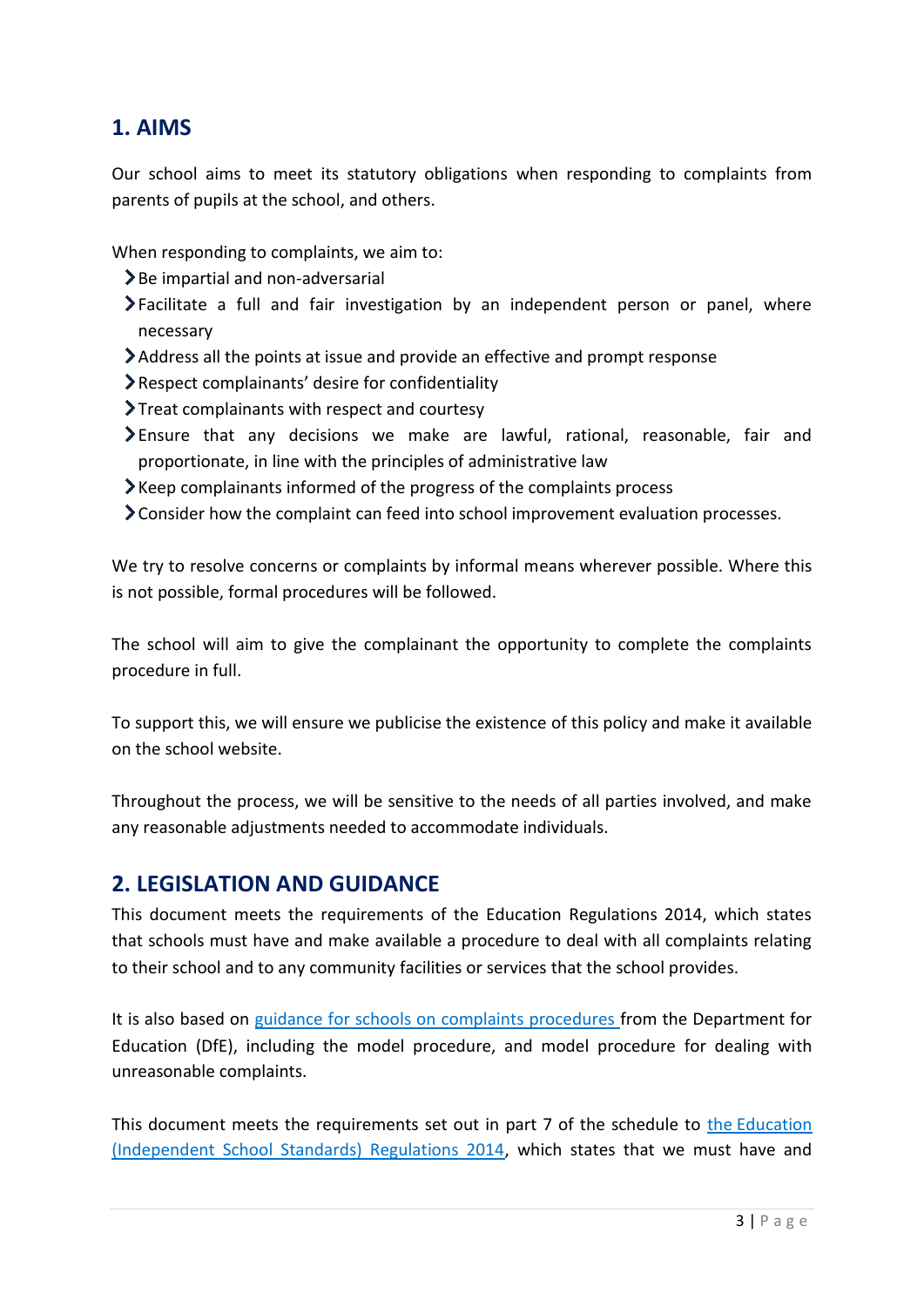## 1. AIMS

Our school aims to meet its statutory obligations when responding to complaints from parents of pupils at the school, and others.

When responding to complaints, we aim to:

- Be impartial and non-adversarial
- Facilitate a full and fair investigation by an independent person or panel, where necessary
- Address all the points at issue and provide an effective and prompt response
- Respect complainants' desire for confidentiality
- Treat complainants with respect and courtesy
- Ensure that any decisions we make are lawful, rational, reasonable, fair and proportionate, in line with the principles of administrative law
- Keep complainants informed of the progress of the complaints process
- Consider how the complaint can feed into school improvement evaluation processes.

We try to resolve concerns or complaints by informal means wherever possible. Where this is not possible, formal procedures will be followed.

The school will aim to give the complainant the opportunity to complete the complaints procedure in full.

To support this, we will ensure we publicise the existence of this policy and make it available on the school website.

Throughout the process, we will be sensitive to the needs of all parties involved, and make any reasonable adjustments needed to accommodate individuals.

## 2. LEGISLATION AND GUIDANCE

This document meets the requirements of the Education Regulations 2014, which states that schools must have and make available a procedure to deal with all complaints relating to their school and to any community facilities or services that the school provides.

It is also based on guidance for schools on complaints procedures from the Department for Education (DfE), including the model procedure, and model procedure for dealing with unreasonable complaints.

This document meets the requirements set out in part 7 of the schedule to the Education (Independent School Standards) Regulations 2014, which states that we must have and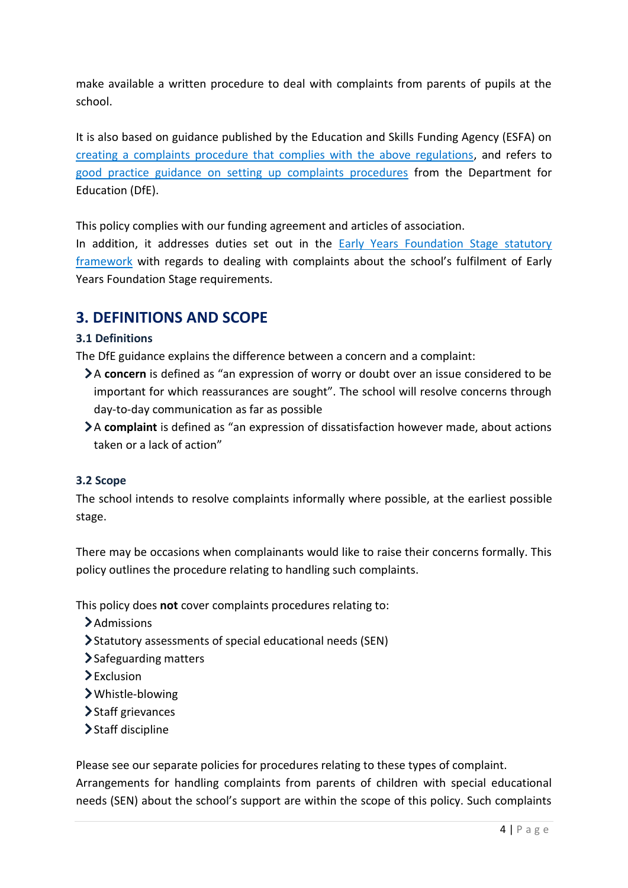make available a written procedure to deal with complaints from parents of pupils at the school.

It is also based on guidance published by the Education and Skills Funding Agency (ESFA) on creating a complaints procedure that complies with the above regulations, and refers to good practice guidance on setting up complaints procedures from the Department for Education (DfE).

This policy complies with our funding agreement and articles of association.
In addition, it addresses duties set out in the Early Years Foundation Stage statutory framework with regards to dealing with complaints about the school's fulfilment of Early Years Foundation Stage requirements.

## 3. DEFINITIONS AND SCOPE

### 3.1 Definitions

The DfE guidance explains the difference between a concern and a complaint:

- A **concern** is defined as "an expression of worry or doubt over an issue considered to be important for which reassurances are sought". The school will resolve concerns through day-to-day communication as far as possible
- A **complaint** is defined as "an expression of dissatisfaction however made, about actions taken or a lack of action"

### 3.2 Scope

The school intends to resolve complaints informally where possible, at the earliest possible stage.

There may be occasions when complainants would like to raise their concerns formally. This policy outlines the procedure relating to handling such complaints.

This policy does **not** cover complaints procedures relating to:

- Admissions
- Statutory assessments of special educational needs (SEN)
- Safeguarding matters
- Exclusion
- Whistle-blowing
- Staff grievances
- Staff discipline

Please see our separate policies for procedures relating to these types of complaint.
Arrangements for handling complaints from parents of children with special educational needs (SEN) about the school's support are within the scope of this policy. Such complaints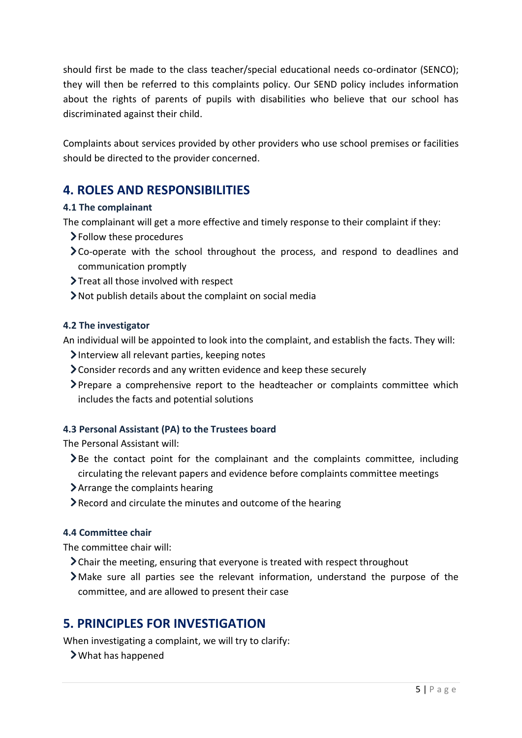should first be made to the class teacher/special educational needs co-ordinator (SENCO); they will then be referred to this complaints policy. Our SEND policy includes information about the rights of parents of pupils with disabilities who believe that our school has discriminated against their child.

Complaints about services provided by other providers who use school premises or facilities should be directed to the provider concerned.

## 4. ROLES AND RESPONSIBILITIES

### 4.1 The complainant

The complainant will get a more effective and timely response to their complaint if they:

- Follow these procedures
- Co-operate with the school throughout the process, and respond to deadlines and communication promptly
- Treat all those involved with respect
- Not publish details about the complaint on social media

### 4.2 The investigator

An individual will be appointed to look into the complaint, and establish the facts. They will:

- Interview all relevant parties, keeping notes
- Consider records and any written evidence and keep these securely
- Prepare a comprehensive report to the headteacher or complaints committee which includes the facts and potential solutions

### 4.3 Personal Assistant (PA) to the Trustees board

The Personal Assistant will:

- Be the contact point for the complainant and the complaints committee, including circulating the relevant papers and evidence before complaints committee meetings
- Arrange the complaints hearing
- Record and circulate the minutes and outcome of the hearing

### 4.4 Committee chair

The committee chair will:

- Chair the meeting, ensuring that everyone is treated with respect throughout
- Make sure all parties see the relevant information, understand the purpose of the committee, and are allowed to present their case

## 5. PRINCIPLES FOR INVESTIGATION

When investigating a complaint, we will try to clarify:

- What has happened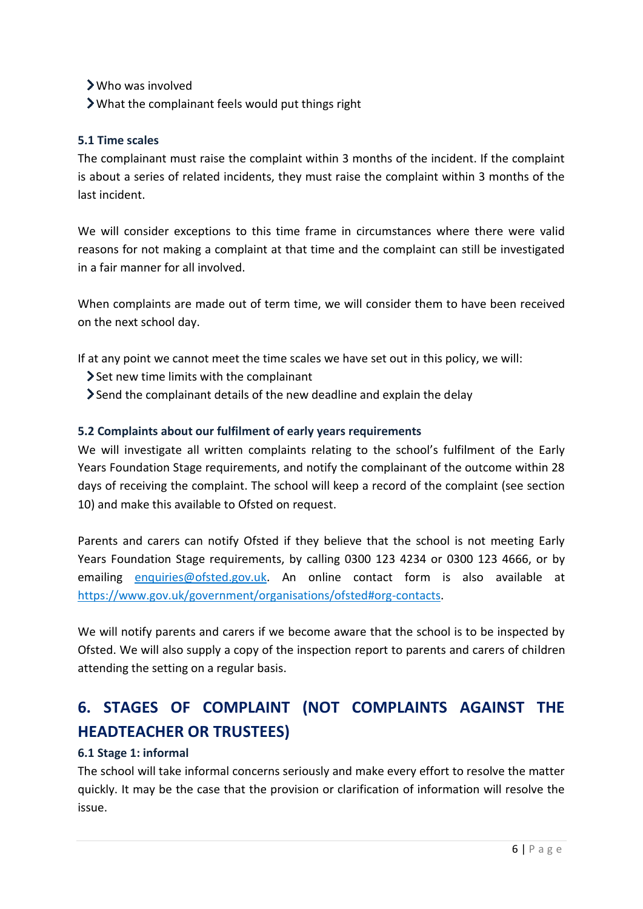- Who was involved
- What the complainant feels would put things right

### 5.1 Time scales

The complainant must raise the complaint within 3 months of the incident. If the complaint is about a series of related incidents, they must raise the complaint within 3 months of the last incident.

We will consider exceptions to this time frame in circumstances where there were valid reasons for not making a complaint at that time and the complaint can still be investigated in a fair manner for all involved.

When complaints are made out of term time, we will consider them to have been received on the next school day.

If at any point we cannot meet the time scales we have set out in this policy, we will:

- Set new time limits with the complainant
- Send the complainant details of the new deadline and explain the delay

### 5.2 Complaints about our fulfilment of early years requirements

We will investigate all written complaints relating to the school's fulfilment of the Early Years Foundation Stage requirements, and notify the complainant of the outcome within 28 days of receiving the complaint. The school will keep a record of the complaint (see section 10) and make this available to Ofsted on request.

Parents and carers can notify Ofsted if they believe that the school is not meeting Early Years Foundation Stage requirements, by calling 0300 123 4234 or 0300 123 4666, or by emailing [enquiries@ofsted.gov.uk](mailto:enquiries@ofsted.gov.uk). An online contact form is also available at [https://www.gov.uk/government/organisations/ofsted#org-contacts](https://www.gov.uk/government/organisations/ofsted#org-contacts).

We will notify parents and carers if we become aware that the school is to be inspected by Ofsted. We will also supply a copy of the inspection report to parents and carers of children attending the setting on a regular basis.

## 6. STAGES OF COMPLAINT (NOT COMPLAINTS AGAINST THE HEADTEACHER OR TRUSTEES)

### 6.1 Stage 1: informal

The school will take informal concerns seriously and make every effort to resolve the matter quickly. It may be the case that the provision or clarification of information will resolve the issue.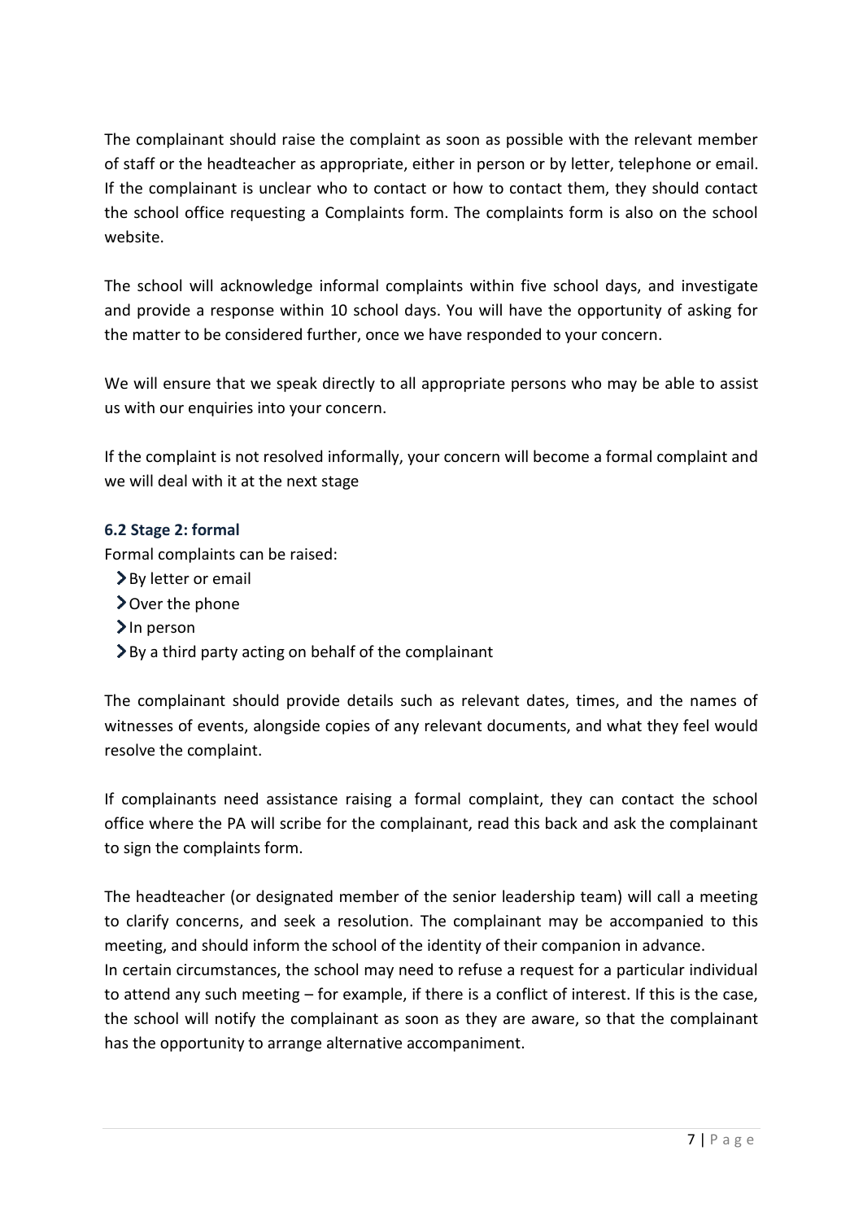The complainant should raise the complaint as soon as possible with the relevant member of staff or the headteacher as appropriate, either in person or by letter, telephone or email. If the complainant is unclear who to contact or how to contact them, they should contact the school office requesting a Complaints form. The complaints form is also on the school website.

The school will acknowledge informal complaints within five school days, and investigate and provide a response within 10 school days. You will have the opportunity of asking for the matter to be considered further, once we have responded to your concern.

We will ensure that we speak directly to all appropriate persons who may be able to assist us with our enquiries into your concern.

If the complaint is not resolved informally, your concern will become a formal complaint and we will deal with it at the next stage

### 6.2 Stage 2: formal

Formal complaints can be raised:

- By letter or email
- Over the phone
- In person
- By a third party acting on behalf of the complainant

The complainant should provide details such as relevant dates, times, and the names of witnesses of events, alongside copies of any relevant documents, and what they feel would resolve the complaint.

If complainants need assistance raising a formal complaint, they can contact the school office where the PA will scribe for the complainant, read this back and ask the complainant to sign the complaints form.

The headteacher (or designated member of the senior leadership team) will call a meeting to clarify concerns, and seek a resolution. The complainant may be accompanied to this meeting, and should inform the school of the identity of their companion in advance.
In certain circumstances, the school may need to refuse a request for a particular individual to attend any such meeting – for example, if there is a conflict of interest. If this is the case, the school will notify the complainant as soon as they are aware, so that the complainant has the opportunity to arrange alternative accompaniment.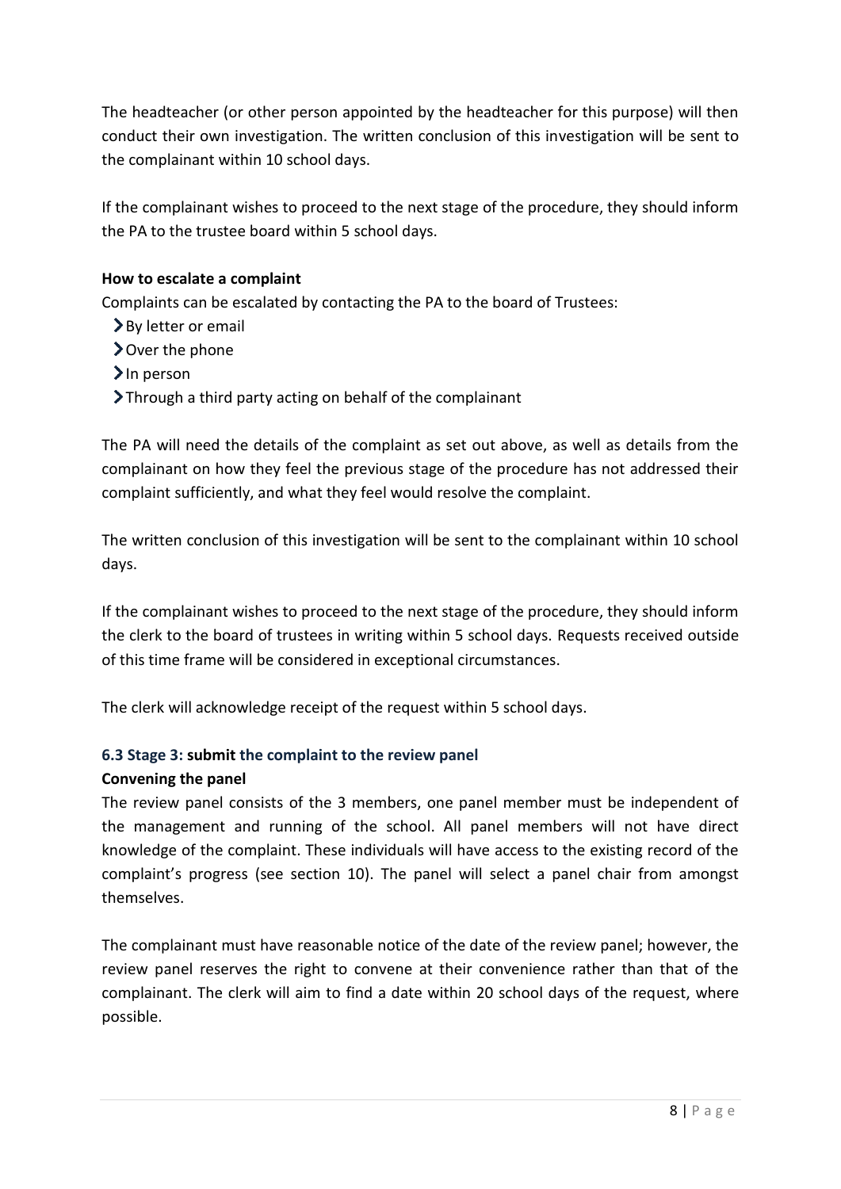The headteacher (or other person appointed by the headteacher for this purpose) will then conduct their own investigation. The written conclusion of this investigation will be sent to the complainant within 10 school days.

If the complainant wishes to proceed to the next stage of the procedure, they should inform the PA to the trustee board within 5 school days.

**How to escalate a complaint**

Complaints can be escalated by contacting the PA to the board of Trustees:

- By letter or email
- Over the phone
- In person
- Through a third party acting on behalf of the complainant

The PA will need the details of the complaint as set out above, as well as details from the complainant on how they feel the previous stage of the procedure has not addressed their complaint sufficiently, and what they feel would resolve the complaint.

The written conclusion of this investigation will be sent to the complainant within 10 school days.

If the complainant wishes to proceed to the next stage of the procedure, they should inform the clerk to the board of trustees in writing within 5 school days. Requests received outside of this time frame will be considered in exceptional circumstances.

The clerk will acknowledge receipt of the request within 5 school days.

### 6.3 Stage 3: submit the complaint to the review panel

**Convening the panel**

The review panel consists of the 3 members, one panel member must be independent of the management and running of the school. All panel members will not have direct knowledge of the complaint. These individuals will have access to the existing record of the complaint's progress (see section 10). The panel will select a panel chair from amongst themselves.

The complainant must have reasonable notice of the date of the review panel; however, the review panel reserves the right to convene at their convenience rather than that of the complainant. The clerk will aim to find a date within 20 school days of the request, where possible.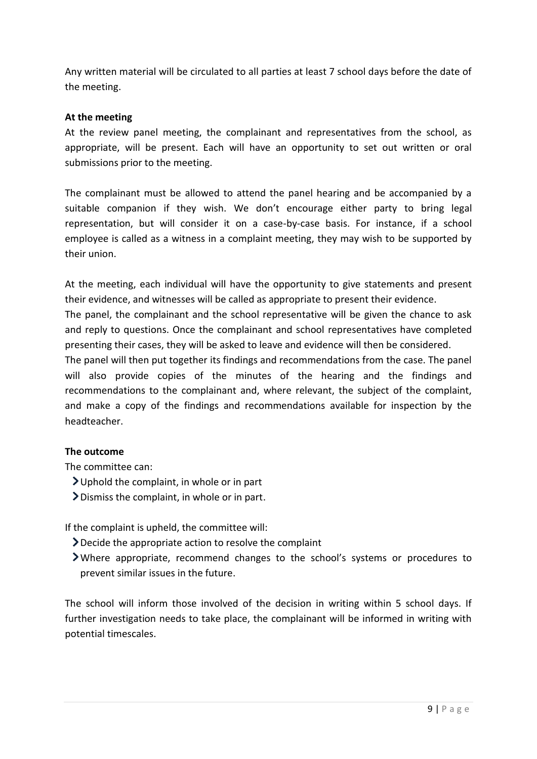Any written material will be circulated to all parties at least 7 school days before the date of the meeting.

**At the meeting**

At the review panel meeting, the complainant and representatives from the school, as appropriate, will be present. Each will have an opportunity to set out written or oral submissions prior to the meeting.

The complainant must be allowed to attend the panel hearing and be accompanied by a suitable companion if they wish. We don't encourage either party to bring legal representation, but will consider it on a case-by-case basis. For instance, if a school employee is called as a witness in a complaint meeting, they may wish to be supported by their union.

At the meeting, each individual will have the opportunity to give statements and present their evidence, and witnesses will be called as appropriate to present their evidence.
The panel, the complainant and the school representative will be given the chance to ask and reply to questions. Once the complainant and school representatives have completed presenting their cases, they will be asked to leave and evidence will then be considered.
The panel will then put together its findings and recommendations from the case. The panel will also provide copies of the minutes of the hearing and the findings and recommendations to the complainant and, where relevant, the subject of the complaint, and make a copy of the findings and recommendations available for inspection by the headteacher.

**The outcome**

The committee can:

- Uphold the complaint, in whole or in part
- Dismiss the complaint, in whole or in part.

If the complaint is upheld, the committee will:

- Decide the appropriate action to resolve the complaint
- Where appropriate, recommend changes to the school's systems or procedures to prevent similar issues in the future.

The school will inform those involved of the decision in writing within 5 school days. If further investigation needs to take place, the complainant will be informed in writing with potential timescales.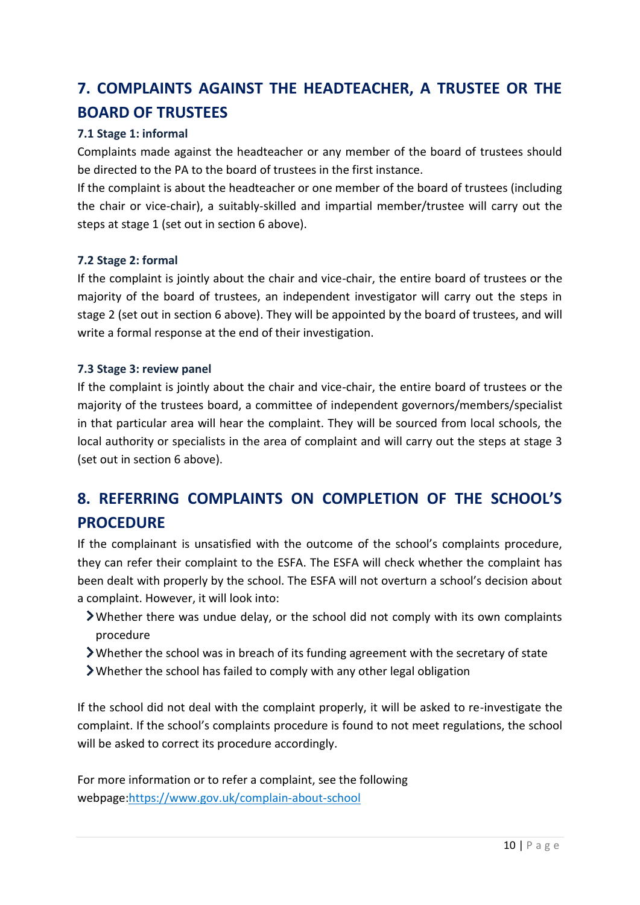## 7. COMPLAINTS AGAINST THE HEADTEACHER, A TRUSTEE OR THE BOARD OF TRUSTEES

### 7.1 Stage 1: informal

Complaints made against the headteacher or any member of the board of trustees should be directed to the PA to the board of trustees in the first instance.

If the complaint is about the headteacher or one member of the board of trustees (including the chair or vice-chair), a suitably-skilled and impartial member/trustee will carry out the steps at stage 1 (set out in section 6 above).

### 7.2 Stage 2: formal

If the complaint is jointly about the chair and vice-chair, the entire board of trustees or the majority of the board of trustees, an independent investigator will carry out the steps in stage 2 (set out in section 6 above). They will be appointed by the board of trustees, and will write a formal response at the end of their investigation.

### 7.3 Stage 3: review panel

If the complaint is jointly about the chair and vice-chair, the entire board of trustees or the majority of the trustees board, a committee of independent governors/members/specialist in that particular area will hear the complaint. They will be sourced from local schools, the local authority or specialists in the area of complaint and will carry out the steps at stage 3 (set out in section 6 above).

## 8. REFERRING COMPLAINTS ON COMPLETION OF THE SCHOOL'S PROCEDURE

If the complainant is unsatisfied with the outcome of the school's complaints procedure, they can refer their complaint to the ESFA. The ESFA will check whether the complaint has been dealt with properly by the school. The ESFA will not overturn a school's decision about a complaint. However, it will look into:

- Whether there was undue delay, or the school did not comply with its own complaints procedure
- Whether the school was in breach of its funding agreement with the secretary of state
- Whether the school has failed to comply with any other legal obligation

If the school did not deal with the complaint properly, it will be asked to re-investigate the complaint. If the school's complaints procedure is found to not meet regulations, the school will be asked to correct its procedure accordingly.

For more information or to refer a complaint, see the following webpage:[https://www.gov.uk/complain-about-school](https://www.gov.uk/complain-about-school)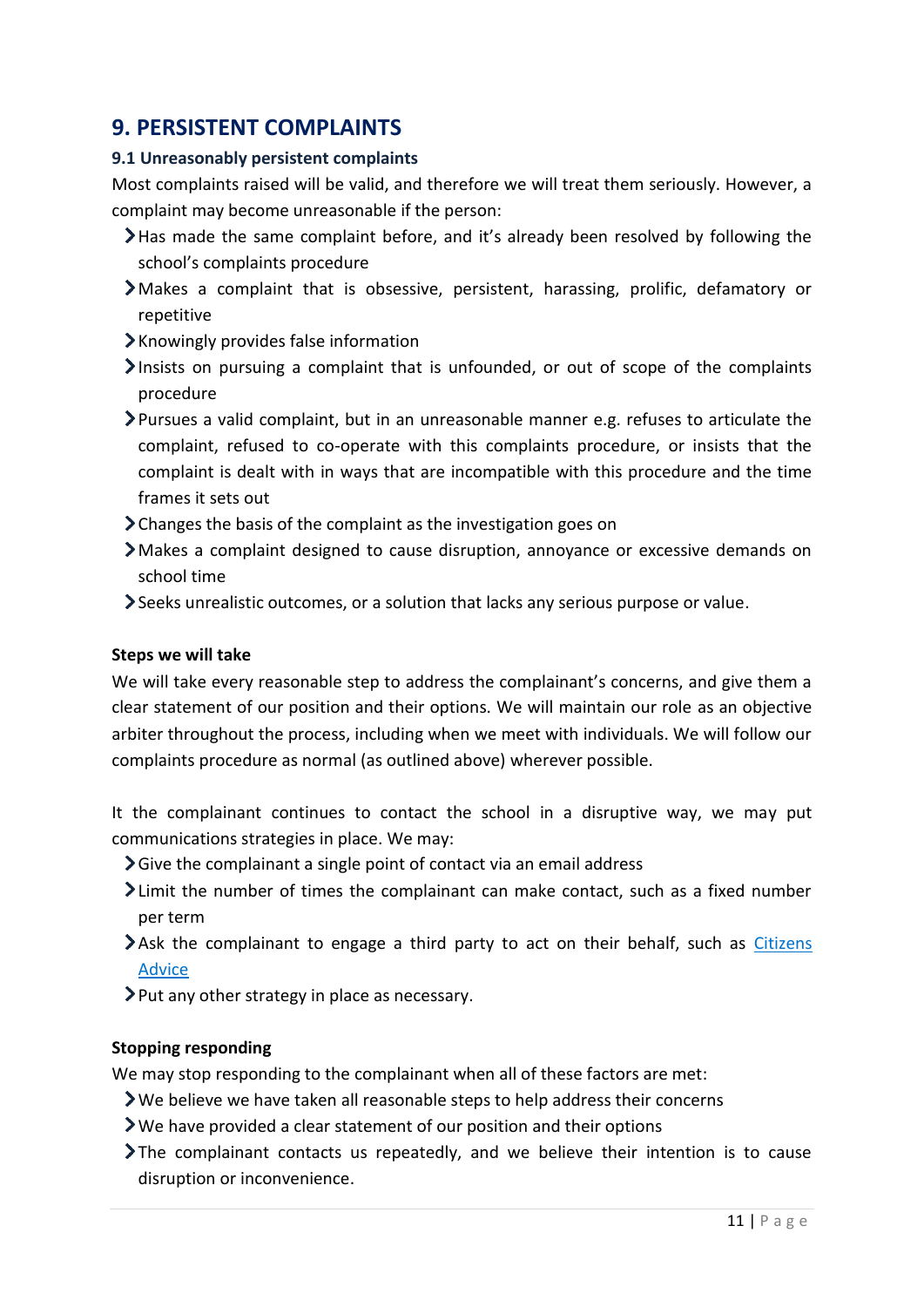## 9. PERSISTENT COMPLAINTS

### 9.1 Unreasonably persistent complaints

Most complaints raised will be valid, and therefore we will treat them seriously. However, a complaint may become unreasonable if the person:

- Has made the same complaint before, and it's already been resolved by following the school's complaints procedure
- Makes a complaint that is obsessive, persistent, harassing, prolific, defamatory or repetitive
- Knowingly provides false information
- Insists on pursuing a complaint that is unfounded, or out of scope of the complaints procedure
- Pursues a valid complaint, but in an unreasonable manner e.g. refuses to articulate the complaint, refused to co-operate with this complaints procedure, or insists that the complaint is dealt with in ways that are incompatible with this procedure and the time frames it sets out
- Changes the basis of the complaint as the investigation goes on
- Makes a complaint designed to cause disruption, annoyance or excessive demands on school time
- Seeks unrealistic outcomes, or a solution that lacks any serious purpose or value.

**Steps we will take**

We will take every reasonable step to address the complainant's concerns, and give them a clear statement of our position and their options. We will maintain our role as an objective arbiter throughout the process, including when we meet with individuals. We will follow our complaints procedure as normal (as outlined above) wherever possible.

It the complainant continues to contact the school in a disruptive way, we may put communications strategies in place. We may:

- Give the complainant a single point of contact via an email address
- Limit the number of times the complainant can make contact, such as a fixed number per term
- Ask the complainant to engage a third party to act on their behalf, such as [Citizens Advice]
- Put any other strategy in place as necessary.

**Stopping responding**

We may stop responding to the complainant when all of these factors are met:

- We believe we have taken all reasonable steps to help address their concerns
- We have provided a clear statement of our position and their options
- The complainant contacts us repeatedly, and we believe their intention is to cause disruption or inconvenience.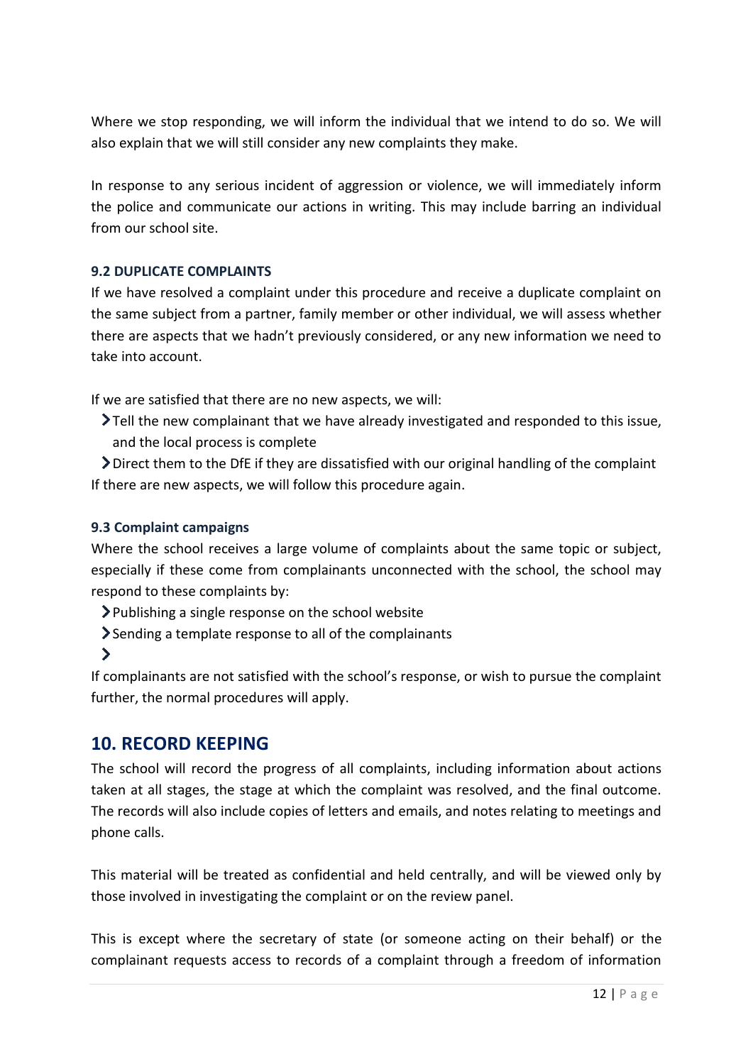Where we stop responding, we will inform the individual that we intend to do so. We will also explain that we will still consider any new complaints they make.

In response to any serious incident of aggression or violence, we will immediately inform the police and communicate our actions in writing. This may include barring an individual from our school site.

### 9.2 DUPLICATE COMPLAINTS

If we have resolved a complaint under this procedure and receive a duplicate complaint on the same subject from a partner, family member or other individual, we will assess whether there are aspects that we hadn't previously considered, or any new information we need to take into account.

If we are satisfied that there are no new aspects, we will:

- Tell the new complainant that we have already investigated and responded to this issue, and the local process is complete
- Direct them to the DfE if they are dissatisfied with our original handling of the complaint

If there are new aspects, we will follow this procedure again.

### 9.3 Complaint campaigns

Where the school receives a large volume of complaints about the same topic or subject, especially if these come from complainants unconnected with the school, the school may respond to these complaints by:

- Publishing a single response on the school website
- Sending a template response to all of the complainants
- 

If complainants are not satisfied with the school's response, or wish to pursue the complaint further, the normal procedures will apply.

## 10. RECORD KEEPING

The school will record the progress of all complaints, including information about actions taken at all stages, the stage at which the complaint was resolved, and the final outcome. The records will also include copies of letters and emails, and notes relating to meetings and phone calls.

This material will be treated as confidential and held centrally, and will be viewed only by those involved in investigating the complaint or on the review panel.

This is except where the secretary of state (or someone acting on their behalf) or the complainant requests access to records of a complaint through a freedom of information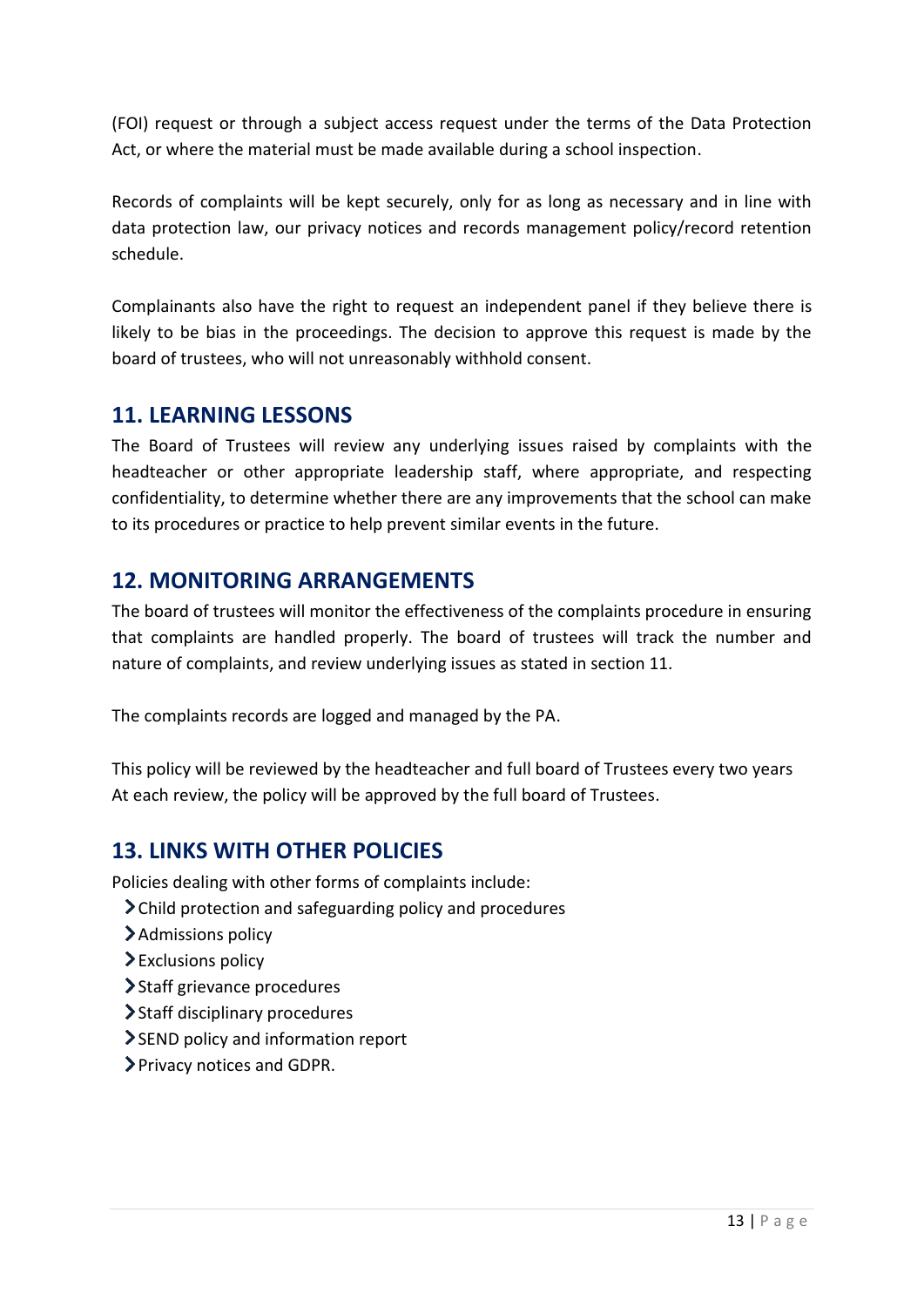(FOI) request or through a subject access request under the terms of the Data Protection Act, or where the material must be made available during a school inspection.

Records of complaints will be kept securely, only for as long as necessary and in line with data protection law, our privacy notices and records management policy/record retention schedule.

Complainants also have the right to request an independent panel if they believe there is likely to be bias in the proceedings. The decision to approve this request is made by the board of trustees, who will not unreasonably withhold consent.

## 11. LEARNING LESSONS

The Board of Trustees will review any underlying issues raised by complaints with the headteacher or other appropriate leadership staff, where appropriate, and respecting confidentiality, to determine whether there are any improvements that the school can make to its procedures or practice to help prevent similar events in the future.

## 12. MONITORING ARRANGEMENTS

The board of trustees will monitor the effectiveness of the complaints procedure in ensuring that complaints are handled properly. The board of trustees will track the number and nature of complaints, and review underlying issues as stated in section 11.

The complaints records are logged and managed by the PA.

This policy will be reviewed by the headteacher and full board of Trustees every two years
At each review, the policy will be approved by the full board of Trustees.

## 13. LINKS WITH OTHER POLICIES

Policies dealing with other forms of complaints include:

- Child protection and safeguarding policy and procedures
- Admissions policy
- Exclusions policy
- Staff grievance procedures
- Staff disciplinary procedures
- SEND policy and information report
- Privacy notices and GDPR.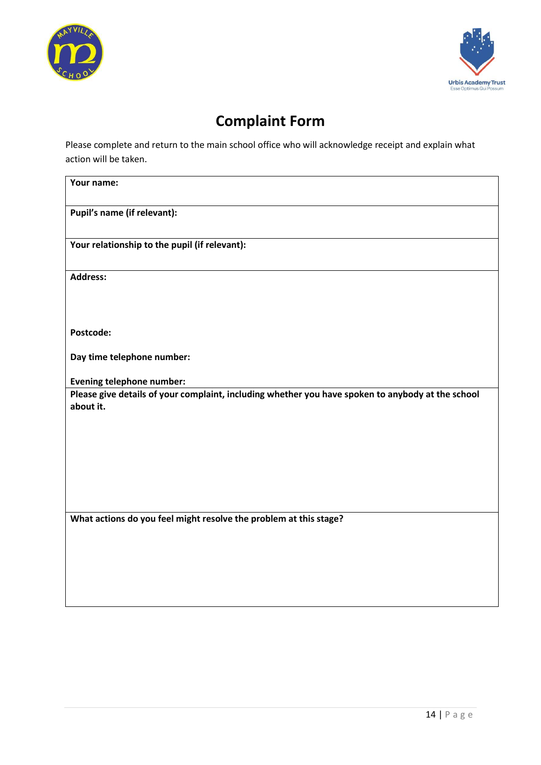# Complaint Form

Please complete and return to the main school office who will acknowledge receipt and explain what action will be taken.

| |
|---|
| **Your name:** |
| **Pupil's name (if relevant):** |
| **Your relationship to the pupil (if relevant):** |
| **Address:**<br><br><br>**Postcode:**<br><br>**Day time telephone number:**<br><br>**Evening telephone number:** |
| **Please give details of your complaint, including whether you have spoken to anybody at the school about it.** |
| **What actions do you feel might resolve the problem at this stage?** |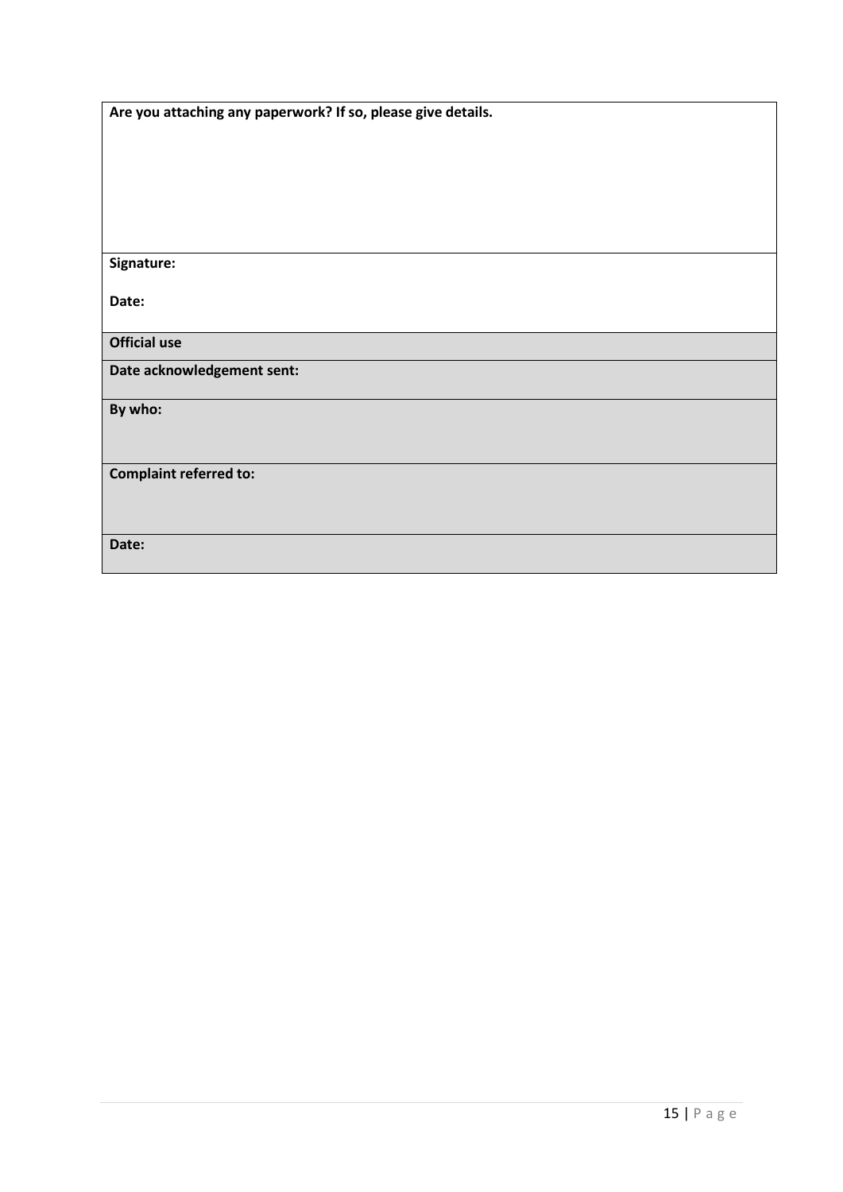| **Are you attaching any paperwork? If so, please give details.** |
|---|
| **Signature:**<br><br>**Date:** |
| **Official use** |
| **Date acknowledgement sent:** |
| **By who:** |
| **Complaint referred to:** |
| **Date:** |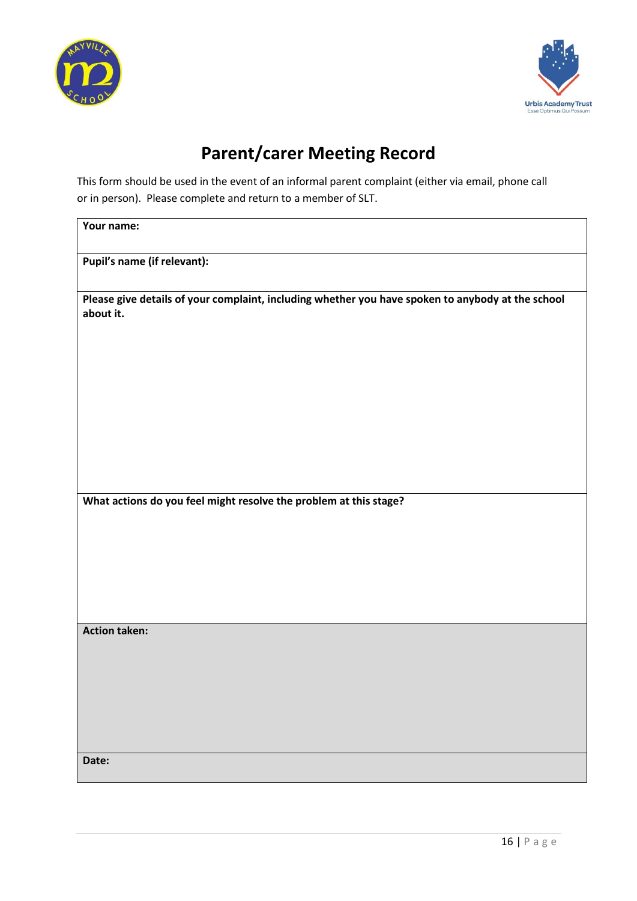# Parent/carer Meeting Record

This form should be used in the event of an informal parent complaint (either via email, phone call or in person). Please complete and return to a member of SLT.

| |
|---|
| **Your name:** |
| **Pupil's name (if relevant):** |
| **Please give details of your complaint, including whether you have spoken to anybody at the school about it.** |
| **What actions do you feel might resolve the problem at this stage?** |
| **Action taken:** |
| **Date:** |